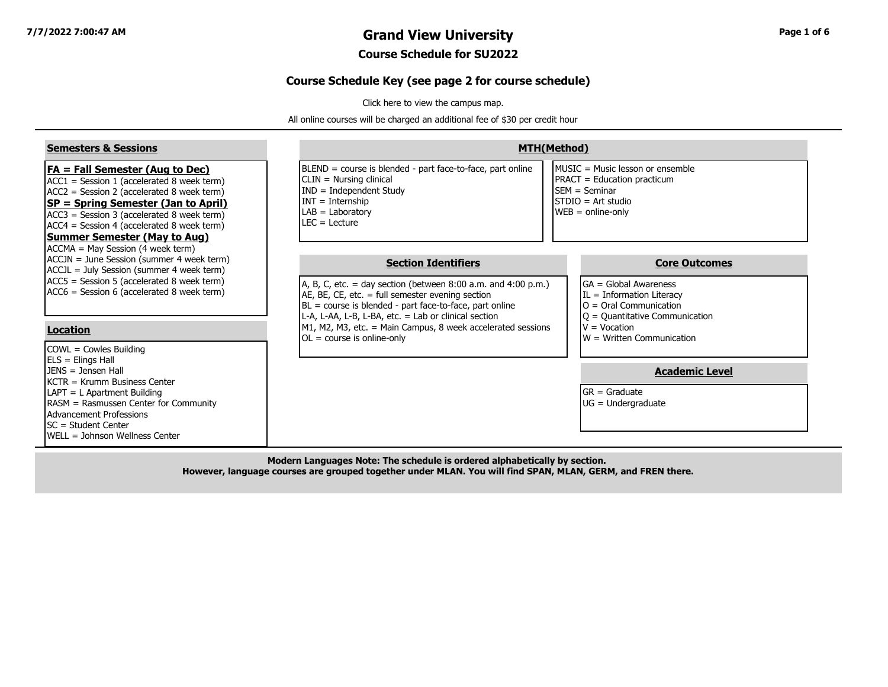# Grand View University

## Course Schedule for SU2022

### Course Schedule Key (see page 2 for course schedule)

Click here to view the campus map.

All online courses will be charged an additional fee of $30 per credit hour

#### Semesters & Sessions

**FA = Fall Semester (Aug to Dec)**
ACC1 = Session 1 (accelerated 8 week term)
ACC2 = Session 2 (accelerated 8 week term)

**SP = Spring Semester (Jan to April)**
ACC3 = Session 3 (accelerated 8 week term)
ACC4 = Session 4 (accelerated 8 week term)

**Summer Semester (May to Aug)**
ACCMA = May Session (4 week term)
ACCJN = June Session (summer 4 week term)
ACCJL = July Session (summer 4 week term)
ACC5 = Session 5 (accelerated 8 week term)
ACC6 = Session 6 (accelerated 8 week term)

#### Location

COWL = Cowles Building
ELS = Elings Hall
JENS = Jensen Hall
KCTR = Krumm Business Center
LAPT = L Apartment Building
RASM = Rasmussen Center for Community Advancement Professions
SC = Student Center
WELL = Johnson Wellness Center

#### MTH(Method)

BLEND = course is blended - part face-to-face, part online
CLIN = Nursing clinical
IND = Independent Study
INT = Internship
LAB = Laboratory
LEC = Lecture
MUSIC = Music lesson or ensemble
PRACT = Education practicum
SEM = Seminar
STDIO = Art studio
WEB = online-only

#### Section Identifiers

A, B, C, etc. = day section (between 8:00 a.m. and 4:00 p.m.)
AE, BE, CE, etc. = full semester evening section
BL = course is blended - part face-to-face, part online
L-A, L-AA, L-B, L-BA, etc. = Lab or clinical section
M1, M2, M3, etc. = Main Campus, 8 week accelerated sessions
OL = course is online-only

#### Core Outcomes

GA = Global Awareness
IL = Information Literacy
O = Oral Communication
Q = Quantitative Communication
V = Vocation
W = Written Communication

#### Academic Level

GR = Graduate
UG = Undergraduate

**Modern Languages Note: The schedule is ordered alphabetically by section.**
**However, language courses are grouped together under MLAN. You will find SPAN, MLAN, GERM, and FREN there.**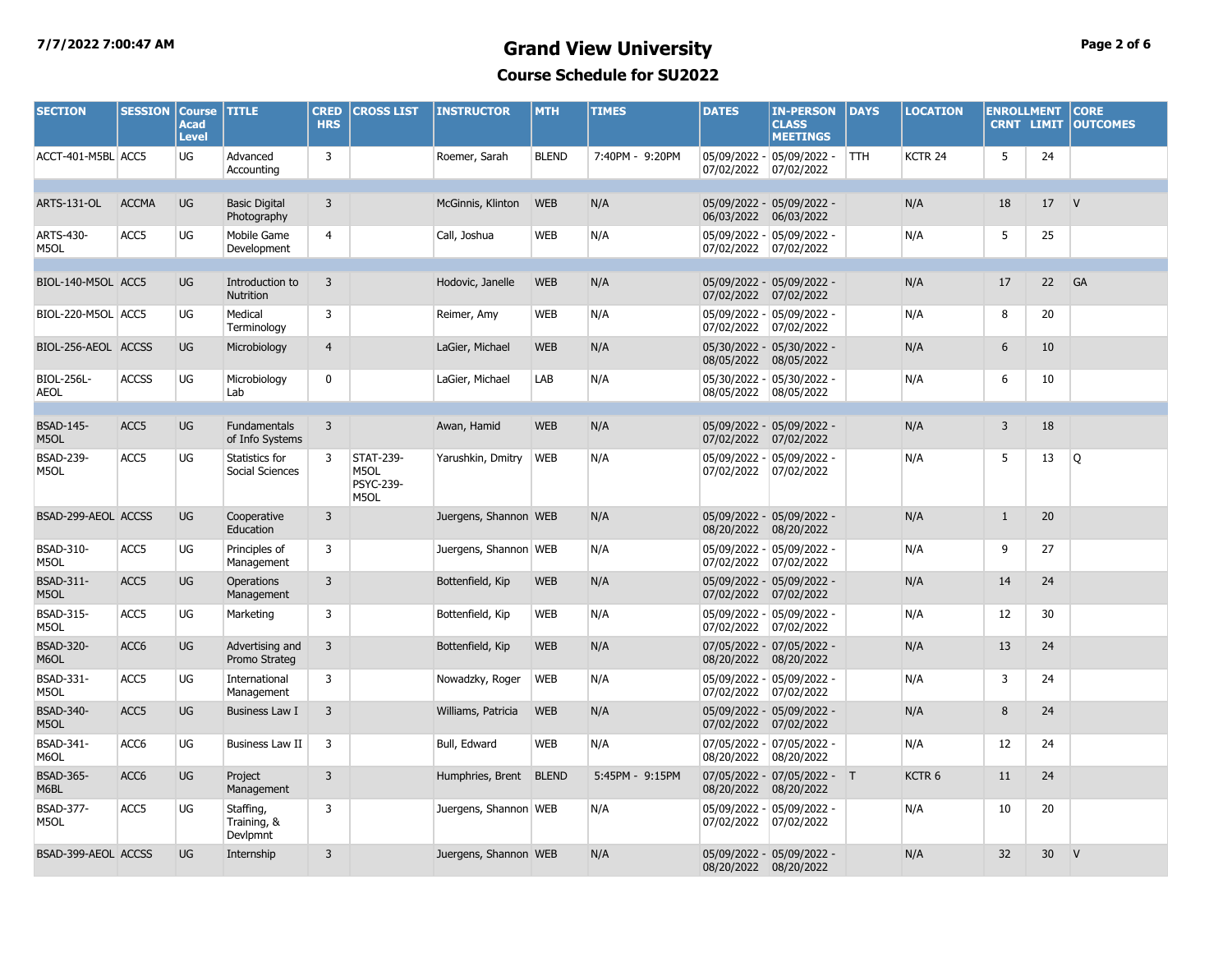# Grand View University

## Course Schedule for SU2022

| SECTION | SESSION | Course Acad Level | TITLE | CRED HRS | CROSS LIST | INSTRUCTOR | MTH | TIMES | DATES | IN-PERSON CLASS MEETINGS | DAYS | LOCATION | ENROLLMENT CRNT | LIMIT | CORE OUTCOMES |
|---|---|---|---|---|---|---|---|---|---|---|---|---|---|---|---|
| ACCT-401-M5BL | ACC5 | UG | Advanced Accounting | 3 | | Roemer, Sarah | BLEND | 7:40PM - 9:20PM | 05/09/2022 - 07/02/2022 | 05/09/2022 - 07/02/2022 | TTH | KCTR 24 | 5 | 24 | |
| ARTS-131-OL | ACCMA | UG | Basic Digital Photography | 3 | | McGinnis, Klinton | WEB | N/A | 05/09/2022 - 06/03/2022 | 05/09/2022 - 06/03/2022 | | N/A | 18 | 17 | V |
| ARTS-430-M5OL | ACC5 | UG | Mobile Game Development | 4 | | Call, Joshua | WEB | N/A | 05/09/2022 - 07/02/2022 | 05/09/2022 - 07/02/2022 | | N/A | 5 | 25 | |
| BIOL-140-M5OL | ACC5 | UG | Introduction to Nutrition | 3 | | Hodovic, Janelle | WEB | N/A | 05/09/2022 - 07/02/2022 | 05/09/2022 - 07/02/2022 | | N/A | 17 | 22 | GA |
| BIOL-220-M5OL | ACC5 | UG | Medical Terminology | 3 | | Reimer, Amy | WEB | N/A | 05/09/2022 - 07/02/2022 | 05/09/2022 - 07/02/2022 | | N/A | 8 | 20 | |
| BIOL-256-AEOL | ACCSS | UG | Microbiology | 4 | | LaGier, Michael | WEB | N/A | 05/30/2022 - 08/05/2022 | 05/30/2022 - 08/05/2022 | | N/A | 6 | 10 | |
| BIOL-256L-AEOL | ACCSS | UG | Microbiology Lab | 0 | | LaGier, Michael | LAB | N/A | 05/30/2022 - 08/05/2022 | 05/30/2022 - 08/05/2022 | | N/A | 6 | 10 | |
| BSAD-145-M5OL | ACC5 | UG | Fundamentals of Info Systems | 3 | | Awan, Hamid | WEB | N/A | 05/09/2022 - 07/02/2022 | 05/09/2022 - 07/02/2022 | | N/A | 3 | 18 | |
| BSAD-239-M5OL | ACC5 | UG | Statistics for Social Sciences | 3 | STAT-239-M5OL PSYC-239-M5OL | Yarushkin, Dmitry | WEB | N/A | 05/09/2022 - 07/02/2022 | 05/09/2022 - 07/02/2022 | | N/A | 5 | 13 | Q |
| BSAD-299-AEOL | ACCSS | UG | Cooperative Education | 3 | | Juergens, Shannon | WEB | N/A | 05/09/2022 - 08/20/2022 | 05/09/2022 - 08/20/2022 | | N/A | 1 | 20 | |
| BSAD-310-M5OL | ACC5 | UG | Principles of Management | 3 | | Juergens, Shannon | WEB | N/A | 05/09/2022 - 07/02/2022 | 05/09/2022 - 07/02/2022 | | N/A | 9 | 27 | |
| BSAD-311-M5OL | ACC5 | UG | Operations Management | 3 | | Bottenfield, Kip | WEB | N/A | 05/09/2022 - 07/02/2022 | 05/09/2022 - 07/02/2022 | | N/A | 14 | 24 | |
| BSAD-315-M5OL | ACC5 | UG | Marketing | 3 | | Bottenfield, Kip | WEB | N/A | 05/09/2022 - 07/02/2022 | 05/09/2022 - 07/02/2022 | | N/A | 12 | 30 | |
| BSAD-320-M6OL | ACC6 | UG | Advertising and Promo Strateg | 3 | | Bottenfield, Kip | WEB | N/A | 07/05/2022 - 08/20/2022 | 07/05/2022 - 08/20/2022 | | N/A | 13 | 24 | |
| BSAD-331-M5OL | ACC5 | UG | International Management | 3 | | Nowadzky, Roger | WEB | N/A | 05/09/2022 - 07/02/2022 | 05/09/2022 - 07/02/2022 | | N/A | 3 | 24 | |
| BSAD-340-M5OL | ACC5 | UG | Business Law I | 3 | | Williams, Patricia | WEB | N/A | 05/09/2022 - 07/02/2022 | 05/09/2022 - 07/02/2022 | | N/A | 8 | 24 | |
| BSAD-341-M6OL | ACC6 | UG | Business Law II | 3 | | Bull, Edward | WEB | N/A | 07/05/2022 - 08/20/2022 | 07/05/2022 - 08/20/2022 | | N/A | 12 | 24 | |
| BSAD-365-M6BL | ACC6 | UG | Project Management | 3 | | Humphries, Brent | BLEND | 5:45PM - 9:15PM | 07/05/2022 - 08/20/2022 | 07/05/2022 - 08/20/2022 | T | KCTR 6 | 11 | 24 | |
| BSAD-377-M5OL | ACC5 | UG | Staffing, Training, & Devlpmnt | 3 | | Juergens, Shannon | WEB | N/A | 05/09/2022 - 07/02/2022 | 05/09/2022 - 07/02/2022 | | N/A | 10 | 20 | |
| BSAD-399-AEOL | ACCSS | UG | Internship | 3 | | Juergens, Shannon | WEB | N/A | 05/09/2022 - 08/20/2022 | 05/09/2022 - 08/20/2022 | | N/A | 32 | 30 | V |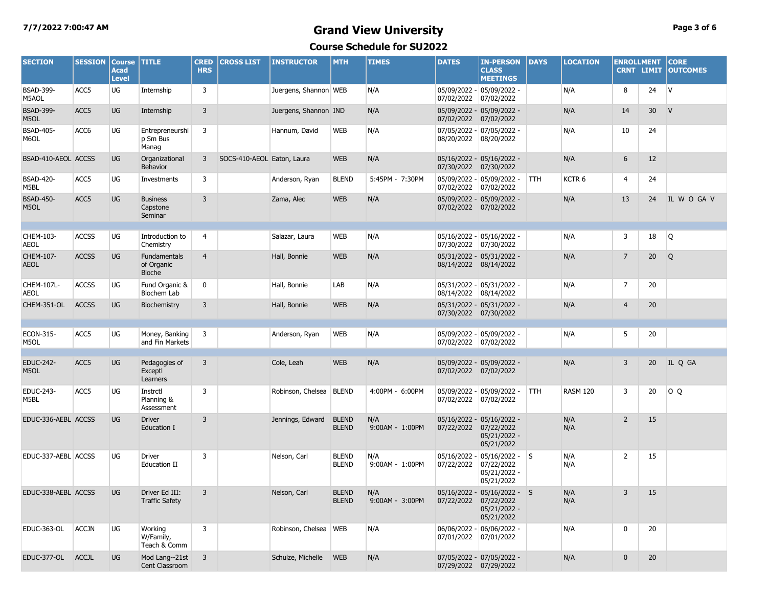# Grand View University

## Course Schedule for SU2022

| SECTION | SESSION | Course Acad Level | TITLE | CRED HRS | CROSS LIST | INSTRUCTOR | MTH | TIMES | DATES | IN-PERSON CLASS MEETINGS | DAYS | LOCATION | ENROLLMENT CRNT | LIMIT | CORE OUTCOMES |
|---|---|---|---|---|---|---|---|---|---|---|---|---|---|---|---|
| BSAD-399-M5AOL | ACC5 | UG | Internship | 3 | | Juergens, Shannon | WEB | N/A | 05/09/2022 - 07/02/2022 | 05/09/2022 - 07/02/2022 | | N/A | 8 | 24 | V |
| BSAD-399-M5OL | ACC5 | UG | Internship | 3 | | Juergens, Shannon | IND | N/A | 05/09/2022 - 07/02/2022 | 05/09/2022 - 07/02/2022 | | N/A | 14 | 30 | V |
| BSAD-405-M6OL | ACC6 | UG | Entrepreneurship Sm Bus Manag | 3 | | Hannum, David | WEB | N/A | 07/05/2022 - 08/20/2022 | 07/05/2022 - 08/20/2022 | | N/A | 10 | 24 | |
| BSAD-410-AEOL | ACCSS | UG | Organizational Behavior | 3 | SOCS-410-AEOL | Eaton, Laura | WEB | N/A | 05/16/2022 - 07/30/2022 | 05/16/2022 - 07/30/2022 | | N/A | 6 | 12 | |
| BSAD-420-M5BL | ACC5 | UG | Investments | 3 | | Anderson, Ryan | BLEND | 5:45PM - 7:30PM | 05/09/2022 - 07/02/2022 | 05/09/2022 - 07/02/2022 | TTH | KCTR 6 | 4 | 24 | |
| BSAD-450-M5OL | ACC5 | UG | Business Capstone Seminar | 3 | | Zama, Alec | WEB | N/A | 05/09/2022 - 07/02/2022 | 05/09/2022 - 07/02/2022 | | N/A | 13 | 24 | IL W O GA V |
| CHEM-103-AEOL | ACCSS | UG | Introduction to Chemistry | 4 | | Salazar, Laura | WEB | N/A | 05/16/2022 - 07/30/2022 | 05/16/2022 - 07/30/2022 | | N/A | 3 | 18 | Q |
| CHEM-107-AEOL | ACCSS | UG | Fundamentals of Organic Bioche | 4 | | Hall, Bonnie | WEB | N/A | 05/31/2022 - 08/14/2022 | 05/31/2022 - 08/14/2022 | | N/A | 7 | 20 | Q |
| CHEM-107L-AEOL | ACCSS | UG | Fund Organic & Biochem Lab | 0 | | Hall, Bonnie | LAB | N/A | 05/31/2022 - 08/14/2022 | 05/31/2022 - 08/14/2022 | | N/A | 7 | 20 | |
| CHEM-351-OL | ACCSS | UG | Biochemistry | 3 | | Hall, Bonnie | WEB | N/A | 05/31/2022 - 07/30/2022 | 05/31/2022 - 07/30/2022 | | N/A | 4 | 20 | |
| ECON-315-M5OL | ACC5 | UG | Money, Banking and Fin Markets | 3 | | Anderson, Ryan | WEB | N/A | 05/09/2022 - 07/02/2022 | 05/09/2022 - 07/02/2022 | | N/A | 5 | 20 | |
| EDUC-242-M5OL | ACC5 | UG | Pedagogies of Exceptl Learners | 3 | | Cole, Leah | WEB | N/A | 05/09/2022 - 07/02/2022 | 05/09/2022 - 07/02/2022 | | N/A | 3 | 20 | IL Q GA |
| EDUC-243-M5BL | ACC5 | UG | Instrctl Planning & Assessment | 3 | | Robinson, Chelsea | BLEND | 4:00PM - 6:00PM | 05/09/2022 - 07/02/2022 | 05/09/2022 - 07/02/2022 | TTH | RASM 120 | 3 | 20 | O Q |
| EDUC-336-AEBL | ACCSS | UG | Driver Education I | 3 | | Jennings, Edward | BLEND BLEND | N/A 9:00AM - 1:00PM | 05/16/2022 - 07/22/2022 | 05/16/2022 - 07/22/2022 05/21/2022 - 05/21/2022 | | N/A N/A | 2 | 15 | |
| EDUC-337-AEBL | ACCSS | UG | Driver Education II | 3 | | Nelson, Carl | BLEND BLEND | N/A 9:00AM - 1:00PM | 05/16/2022 - 07/22/2022 | 05/16/2022 - 07/22/2022 05/21/2022 - 05/21/2022 | S | N/A N/A | 2 | 15 | |
| EDUC-338-AEBL | ACCSS | UG | Driver Ed III: Traffic Safety | 3 | | Nelson, Carl | BLEND BLEND | N/A 9:00AM - 3:00PM | 05/16/2022 - 07/22/2022 | 05/16/2022 - 07/22/2022 05/21/2022 - 05/21/2022 | S | N/A N/A | 3 | 15 | |
| EDUC-363-OL | ACCJN | UG | Working W/Family, Teach & Comm | 3 | | Robinson, Chelsea | WEB | N/A | 06/06/2022 - 07/01/2022 | 06/06/2022 - 07/01/2022 | | N/A | 0 | 20 | |
| EDUC-377-OL | ACCJL | UG | Mod Lang--21st Cent Classroom | 3 | | Schulze, Michelle | WEB | N/A | 07/05/2022 - 07/29/2022 | 07/05/2022 - 07/29/2022 | | N/A | 0 | 20 | |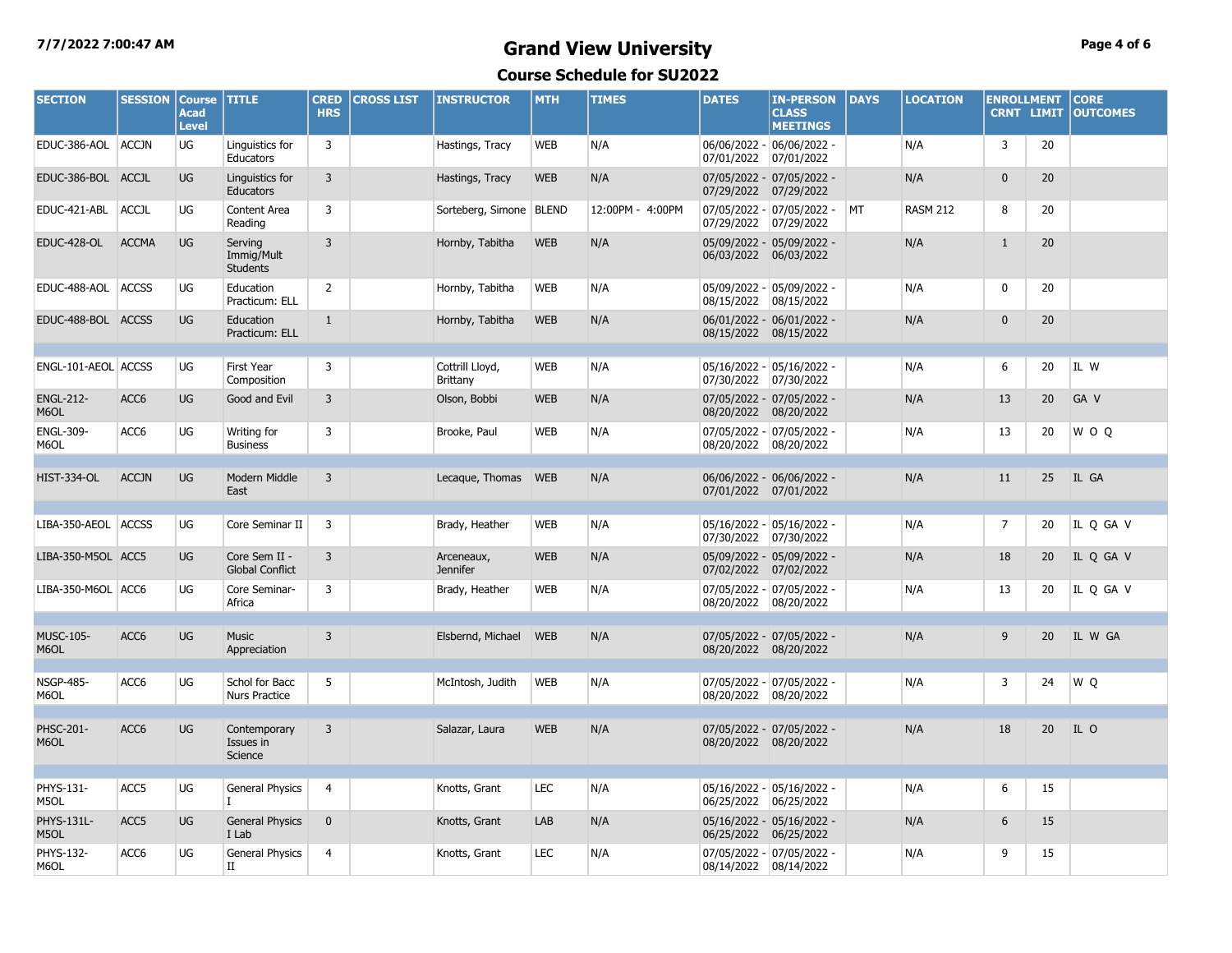# Grand View University

## Course Schedule for SU2022

| SECTION | SESSION | Course Acad Level | TITLE | CRED HRS | CROSS LIST | INSTRUCTOR | MTH | TIMES | DATES | IN-PERSON CLASS MEETINGS | DAYS | LOCATION | ENROLLMENT CRNT | LIMIT | CORE OUTCOMES |
|---|---|---|---|---|---|---|---|---|---|---|---|---|---|---|---|
| EDUC-386-AOL | ACCJN | UG | Linguistics for Educators | 3 | | Hastings, Tracy | WEB | N/A | 06/06/2022 - 07/01/2022 | 06/06/2022 - 07/01/2022 | | N/A | 3 | 20 | |
| EDUC-386-BOL | ACCJL | UG | Linguistics for Educators | 3 | | Hastings, Tracy | WEB | N/A | 07/05/2022 - 07/29/2022 | 07/05/2022 - 07/29/2022 | | N/A | 0 | 20 | |
| EDUC-421-ABL | ACCJL | UG | Content Area Reading | 3 | | Sorteberg, Simone | BLEND | 12:00PM - 4:00PM | 07/05/2022 - 07/29/2022 | 07/05/2022 - 07/29/2022 | MT | RASM 212 | 8 | 20 | |
| EDUC-428-OL | ACCMA | UG | Serving Immig/Mult Students | 3 | | Hornby, Tabitha | WEB | N/A | 05/09/2022 - 06/03/2022 | 05/09/2022 - 06/03/2022 | | N/A | 1 | 20 | |
| EDUC-488-AOL | ACCSS | UG | Education Practicum: ELL | 2 | | Hornby, Tabitha | WEB | N/A | 05/09/2022 - 08/15/2022 | 05/09/2022 - 08/15/2022 | | N/A | 0 | 20 | |
| EDUC-488-BOL | ACCSS | UG | Education Practicum: ELL | 1 | | Hornby, Tabitha | WEB | N/A | 06/01/2022 - 08/15/2022 | 06/01/2022 - 08/15/2022 | | N/A | 0 | 20 | |
| ENGL-101-AEOL | ACCSS | UG | First Year Composition | 3 | | Cottrill Lloyd, Brittany | WEB | N/A | 05/16/2022 - 07/30/2022 | 05/16/2022 - 07/30/2022 | | N/A | 6 | 20 | IL W |
| ENGL-212-M6OL | ACC6 | UG | Good and Evil | 3 | | Olson, Bobbi | WEB | N/A | 07/05/2022 - 08/20/2022 | 07/05/2022 - 08/20/2022 | | N/A | 13 | 20 | GA V |
| ENGL-309-M6OL | ACC6 | UG | Writing for Business | 3 | | Brooke, Paul | WEB | N/A | 07/05/2022 - 08/20/2022 | 07/05/2022 - 08/20/2022 | | N/A | 13 | 20 | W O Q |
| HIST-334-OL | ACCJN | UG | Modern Middle East | 3 | | Lecaque, Thomas | WEB | N/A | 06/06/2022 - 07/01/2022 | 06/06/2022 - 07/01/2022 | | N/A | 11 | 25 | IL GA |
| LIBA-350-AEOL | ACCSS | UG | Core Seminar II | 3 | | Brady, Heather | WEB | N/A | 05/16/2022 - 07/30/2022 | 05/16/2022 - 07/30/2022 | | N/A | 7 | 20 | IL Q GA V |
| LIBA-350-M5OL | ACC5 | UG | Core Sem II - Global Conflict | 3 | | Arceneaux, Jennifer | WEB | N/A | 05/09/2022 - 07/02/2022 | 05/09/2022 - 07/02/2022 | | N/A | 18 | 20 | IL Q GA V |
| LIBA-350-M6OL | ACC6 | UG | Core Seminar-Africa | 3 | | Brady, Heather | WEB | N/A | 07/05/2022 - 08/20/2022 | 07/05/2022 - 08/20/2022 | | N/A | 13 | 20 | IL Q GA V |
| MUSC-105-M6OL | ACC6 | UG | Music Appreciation | 3 | | Elsbernd, Michael | WEB | N/A | 07/05/2022 - 08/20/2022 | 07/05/2022 - 08/20/2022 | | N/A | 9 | 20 | IL W GA |
| NSGP-485-M6OL | ACC6 | UG | Schol for Bacc Nurs Practice | 5 | | McIntosh, Judith | WEB | N/A | 07/05/2022 - 08/20/2022 | 07/05/2022 - 08/20/2022 | | N/A | 3 | 24 | W Q |
| PHSC-201-M6OL | ACC6 | UG | Contemporary Issues in Science | 3 | | Salazar, Laura | WEB | N/A | 07/05/2022 - 08/20/2022 | 07/05/2022 - 08/20/2022 | | N/A | 18 | 20 | IL O |
| PHYS-131-M5OL | ACC5 | UG | General Physics I | 4 | | Knotts, Grant | LEC | N/A | 05/16/2022 - 06/25/2022 | 05/16/2022 - 06/25/2022 | | N/A | 6 | 15 | |
| PHYS-131L-M5OL | ACC5 | UG | General Physics I Lab | 0 | | Knotts, Grant | LAB | N/A | 05/16/2022 - 06/25/2022 | 05/16/2022 - 06/25/2022 | | N/A | 6 | 15 | |
| PHYS-132-M6OL | ACC6 | UG | General Physics II | 4 | | Knotts, Grant | LEC | N/A | 07/05/2022 - 08/14/2022 | 07/05/2022 - 08/14/2022 | | N/A | 9 | 15 | |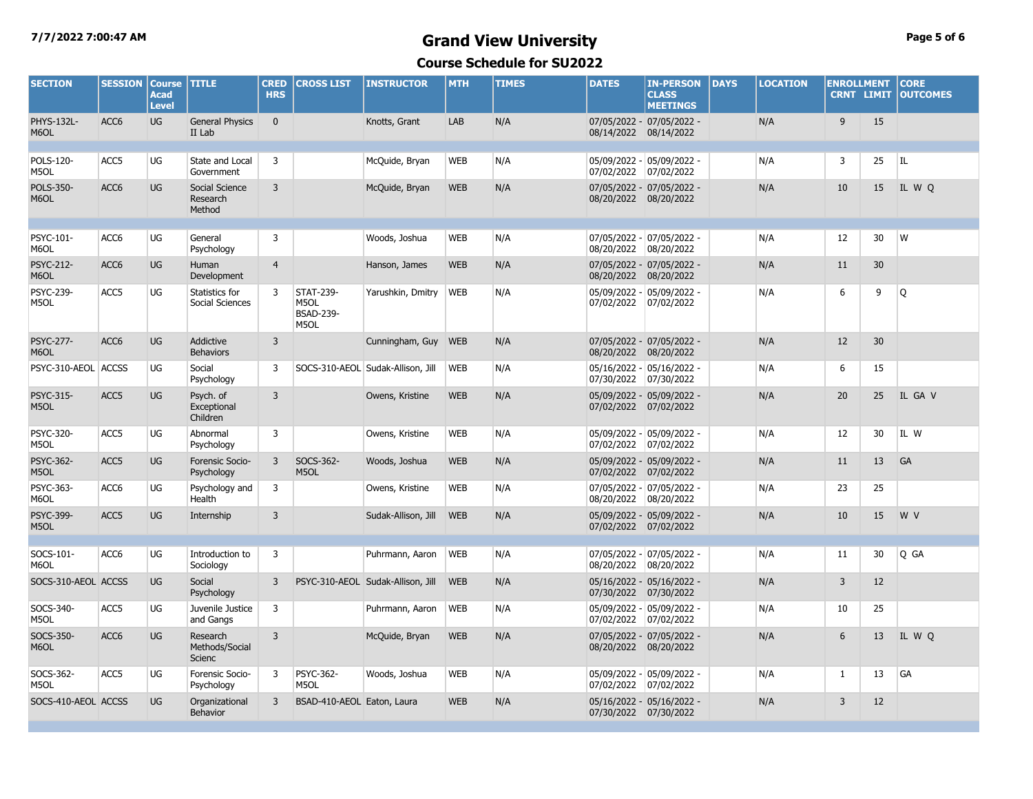# Grand View University

## Course Schedule for SU2022

| SECTION | SESSION | Course Acad Level | TITLE | CRED HRS | CROSS LIST | INSTRUCTOR | MTH | TIMES | DATES | IN-PERSON CLASS MEETINGS | DAYS | LOCATION | ENROLLMENT CRNT | LIMIT | CORE OUTCOMES |
|---|---|---|---|---|---|---|---|---|---|---|---|---|---|---|---|
| PHYS-132L-M6OL | ACC6 | UG | General Physics II Lab | 0 | | Knotts, Grant | LAB | N/A | 07/05/2022 - 08/14/2022 | 07/05/2022 - 08/14/2022 | | N/A | 9 | 15 | |
| POLS-120-M5OL | ACC5 | UG | State and Local Government | 3 | | McQuide, Bryan | WEB | N/A | 05/09/2022 - 07/02/2022 | 05/09/2022 - 07/02/2022 | | N/A | 3 | 25 | IL |
| POLS-350-M6OL | ACC6 | UG | Social Science Research Method | 3 | | McQuide, Bryan | WEB | N/A | 07/05/2022 - 08/20/2022 | 07/05/2022 - 08/20/2022 | | N/A | 10 | 15 | IL W Q |
| PSYC-101-M6OL | ACC6 | UG | General Psychology | 3 | | Woods, Joshua | WEB | N/A | 07/05/2022 - 08/20/2022 | 07/05/2022 - 08/20/2022 | | N/A | 12 | 30 | W |
| PSYC-212-M6OL | ACC6 | UG | Human Development | 4 | | Hanson, James | WEB | N/A | 07/05/2022 - 08/20/2022 | 07/05/2022 - 08/20/2022 | | N/A | 11 | 30 | |
| PSYC-239-M5OL | ACC5 | UG | Statistics for Social Sciences | 3 | STAT-239-M5OL BSAD-239-M5OL | Yarushkin, Dmitry | WEB | N/A | 05/09/2022 - 07/02/2022 | 05/09/2022 - 07/02/2022 | | N/A | 6 | 9 | Q |
| PSYC-277-M6OL | ACC6 | UG | Addictive Behaviors | 3 | | Cunningham, Guy | WEB | N/A | 07/05/2022 - 08/20/2022 | 07/05/2022 - 08/20/2022 | | N/A | 12 | 30 | |
| PSYC-310-AEOL | ACCSS | UG | Social Psychology | 3 | SOCS-310-AEOL | Sudak-Allison, Jill | WEB | N/A | 05/16/2022 - 07/30/2022 | 05/16/2022 - 07/30/2022 | | N/A | 6 | 15 | |
| PSYC-315-M5OL | ACC5 | UG | Psych. of Exceptional Children | 3 | | Owens, Kristine | WEB | N/A | 05/09/2022 - 07/02/2022 | 05/09/2022 - 07/02/2022 | | N/A | 20 | 25 | IL GA V |
| PSYC-320-M5OL | ACC5 | UG | Abnormal Psychology | 3 | | Owens, Kristine | WEB | N/A | 05/09/2022 - 07/02/2022 | 05/09/2022 - 07/02/2022 | | N/A | 12 | 30 | IL W |
| PSYC-362-M5OL | ACC5 | UG | Forensic Socio-Psychology | 3 | SOCS-362-M5OL | Woods, Joshua | WEB | N/A | 05/09/2022 - 07/02/2022 | 05/09/2022 - 07/02/2022 | | N/A | 11 | 13 | GA |
| PSYC-363-M6OL | ACC6 | UG | Psychology and Health | 3 | | Owens, Kristine | WEB | N/A | 07/05/2022 - 08/20/2022 | 07/05/2022 - 08/20/2022 | | N/A | 23 | 25 | |
| PSYC-399-M5OL | ACC5 | UG | Internship | 3 | | Sudak-Allison, Jill | WEB | N/A | 05/09/2022 - 07/02/2022 | 05/09/2022 - 07/02/2022 | | N/A | 10 | 15 | W V |
| SOCS-101-M6OL | ACC6 | UG | Introduction to Sociology | 3 | | Puhrmann, Aaron | WEB | N/A | 07/05/2022 - 08/20/2022 | 07/05/2022 - 08/20/2022 | | N/A | 11 | 30 | Q GA |
| SOCS-310-AEOL | ACCSS | UG | Social Psychology | 3 | PSYC-310-AEOL | Sudak-Allison, Jill | WEB | N/A | 05/16/2022 - 07/30/2022 | 05/16/2022 - 07/30/2022 | | N/A | 3 | 12 | |
| SOCS-340-M5OL | ACC5 | UG | Juvenile Justice and Gangs | 3 | | Puhrmann, Aaron | WEB | N/A | 05/09/2022 - 07/02/2022 | 05/09/2022 - 07/02/2022 | | N/A | 10 | 25 | |
| SOCS-350-M6OL | ACC6 | UG | Research Methods/Social Scienc | 3 | | McQuide, Bryan | WEB | N/A | 07/05/2022 - 08/20/2022 | 07/05/2022 - 08/20/2022 | | N/A | 6 | 13 | IL W Q |
| SOCS-362-M5OL | ACC5 | UG | Forensic Socio-Psychology | 3 | PSYC-362-M5OL | Woods, Joshua | WEB | N/A | 05/09/2022 - 07/02/2022 | 05/09/2022 - 07/02/2022 | | N/A | 1 | 13 | GA |
| SOCS-410-AEOL | ACCSS | UG | Organizational Behavior | 3 | BSAD-410-AEOL | Eaton, Laura | WEB | N/A | 05/16/2022 - 07/30/2022 | 05/16/2022 - 07/30/2022 | | N/A | 3 | 12 | |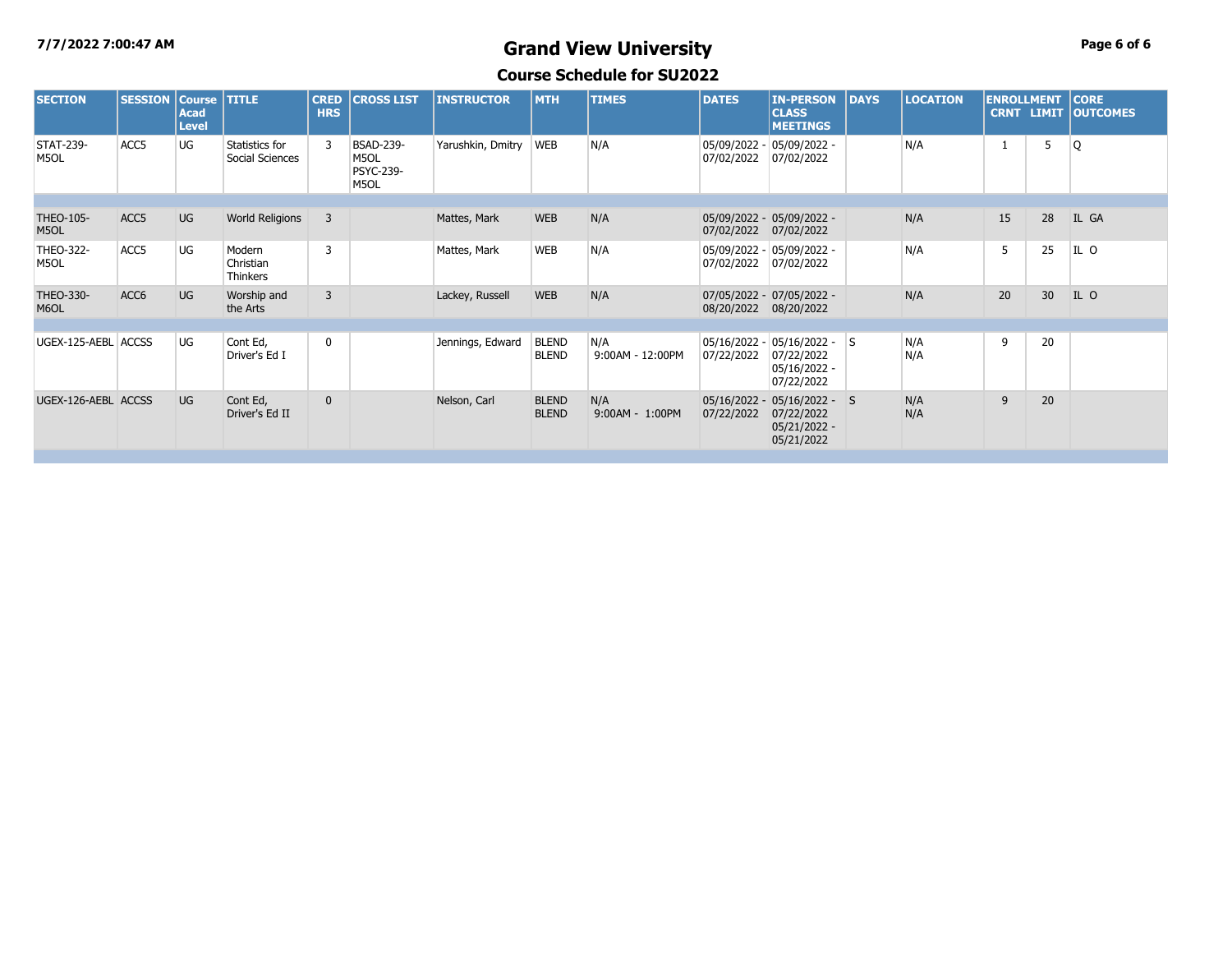# Grand View University

## Course Schedule for SU2022

| SECTION | SESSION | Course Acad Level | TITLE | CRED HRS | CROSS LIST | INSTRUCTOR | MTH | TIMES | DATES | IN-PERSON CLASS MEETINGS | DAYS | LOCATION | ENROLLMENT CRNT | LIMIT | CORE OUTCOMES |
|---|---|---|---|---|---|---|---|---|---|---|---|---|---|---|---|
| STAT-239-M5OL | ACC5 | UG | Statistics for Social Sciences | 3 | BSAD-239-M5OL PSYC-239-M5OL | Yarushkin, Dmitry | WEB | N/A | 05/09/2022 - 07/02/2022 | 05/09/2022 - 07/02/2022 | | N/A | 1 | 5 | Q |
| THEO-105-M5OL | ACC5 | UG | World Religions | 3 | | Mattes, Mark | WEB | N/A | 05/09/2022 - 07/02/2022 | 05/09/2022 - 07/02/2022 | | N/A | 15 | 28 | IL GA |
| THEO-322-M5OL | ACC5 | UG | Modern Christian Thinkers | 3 | | Mattes, Mark | WEB | N/A | 05/09/2022 - 07/02/2022 | 05/09/2022 - 07/02/2022 | | N/A | 5 | 25 | IL O |
| THEO-330-M6OL | ACC6 | UG | Worship and the Arts | 3 | | Lackey, Russell | WEB | N/A | 07/05/2022 - 08/20/2022 | 07/05/2022 - 08/20/2022 | | N/A | 20 | 30 | IL O |
| UGEX-125-AEBL | ACCSS | UG | Cont Ed, Driver's Ed I | 0 | | Jennings, Edward | BLEND BLEND | N/A 9:00AM - 12:00PM | 05/16/2022 - 07/22/2022 | 05/16/2022 - 07/22/2022 05/16/2022 - 07/22/2022 | S | N/A N/A | 9 | 20 | |
| UGEX-126-AEBL | ACCSS | UG | Cont Ed, Driver's Ed II | 0 | | Nelson, Carl | BLEND BLEND | N/A 9:00AM - 1:00PM | 05/16/2022 - 07/22/2022 | 05/16/2022 - 07/22/2022 05/21/2022 - 05/21/2022 | S | N/A N/A | 9 | 20 | |